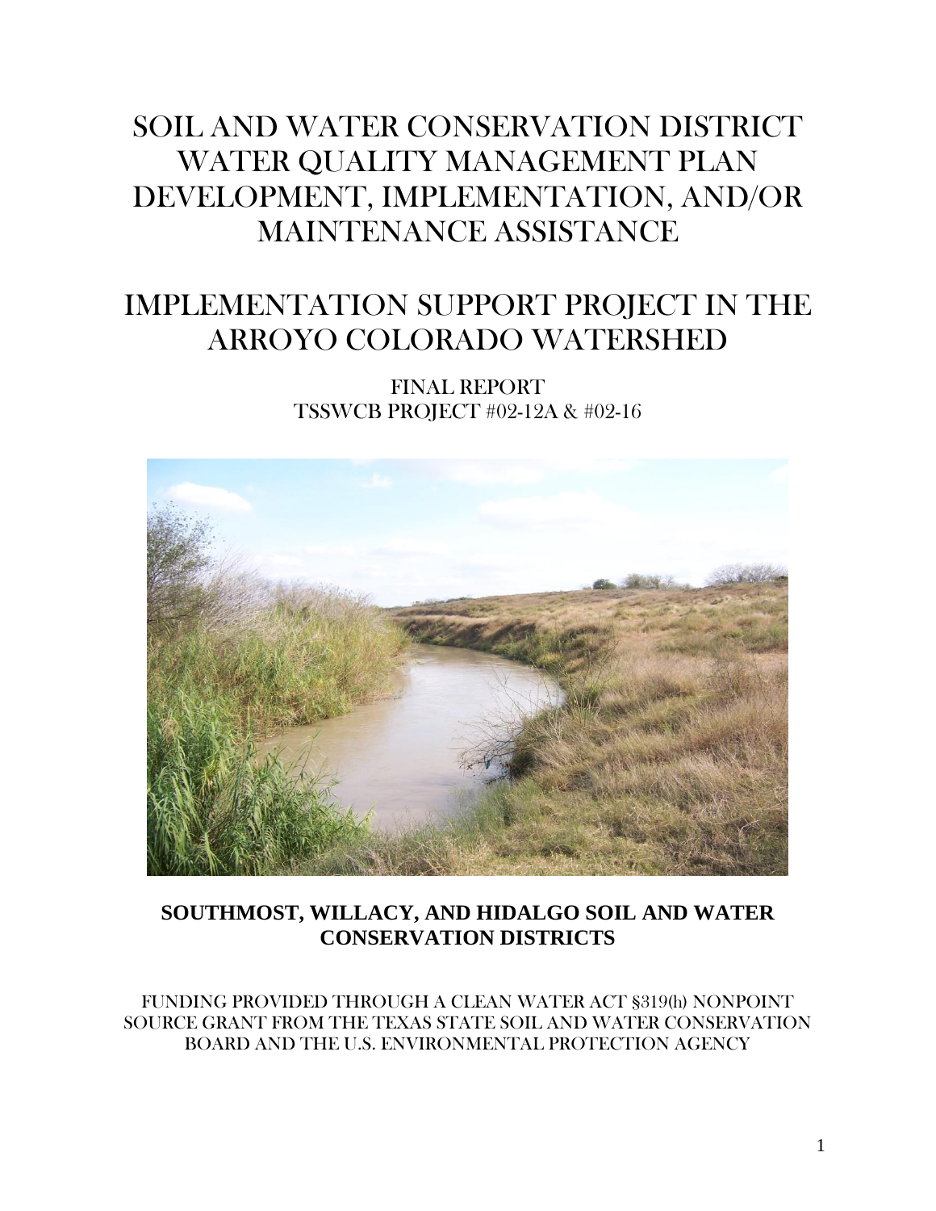# SOIL AND WATER CONSERVATION DISTRICT WATER QUALITY MANAGEMENT PLAN DEVELOPMENT, IMPLEMENTATION, AND/OR MAINTENANCE ASSISTANCE

# IMPLEMENTATION SUPPORT PROJECT IN THE ARROYO COLORADO WATERSHED

FINAL REPORT
TSSWCB PROJECT #02-12A & #02-16

**SOUTHMOST, WILLACY, AND HIDALGO SOIL AND WATER CONSERVATION DISTRICTS**

FUNDING PROVIDED THROUGH A CLEAN WATER ACT §319(h) NONPOINT SOURCE GRANT FROM THE TEXAS STATE SOIL AND WATER CONSERVATION BOARD AND THE U.S. ENVIRONMENTAL PROTECTION AGENCY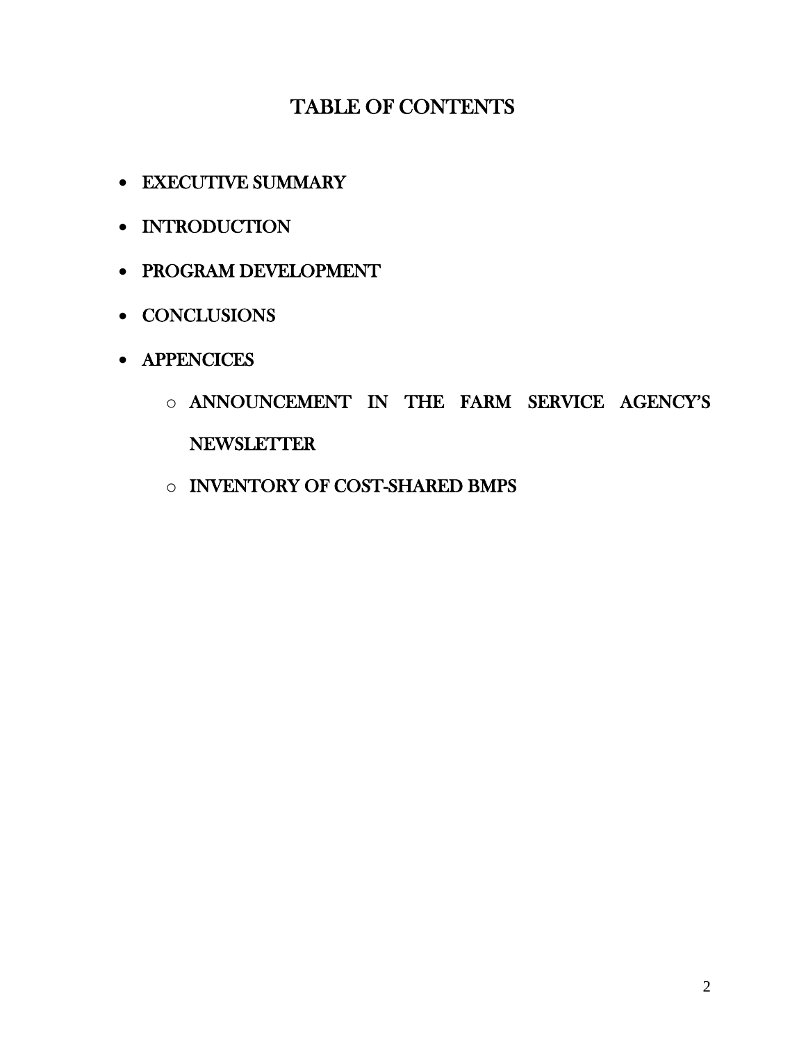# TABLE OF CONTENTS

- EXECUTIVE SUMMARY
- INTRODUCTION
- PROGRAM DEVELOPMENT
- CONCLUSIONS
- APPENCICES
  - ANNOUNCEMENT IN THE FARM SERVICE AGENCY'S NEWSLETTER
  - INVENTORY OF COST-SHARED BMPS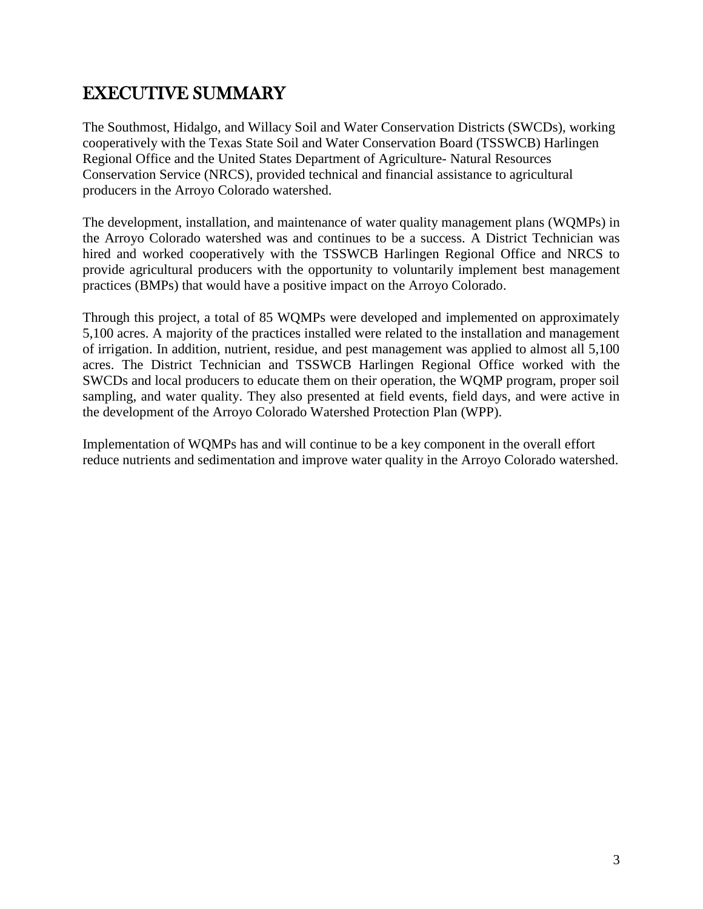# EXECUTIVE SUMMARY

The Southmost, Hidalgo, and Willacy Soil and Water Conservation Districts (SWCDs), working cooperatively with the Texas State Soil and Water Conservation Board (TSSWCB) Harlingen Regional Office and the United States Department of Agriculture- Natural Resources Conservation Service (NRCS), provided technical and financial assistance to agricultural producers in the Arroyo Colorado watershed.

The development, installation, and maintenance of water quality management plans (WQMPs) in the Arroyo Colorado watershed was and continues to be a success. A District Technician was hired and worked cooperatively with the TSSWCB Harlingen Regional Office and NRCS to provide agricultural producers with the opportunity to voluntarily implement best management practices (BMPs) that would have a positive impact on the Arroyo Colorado.

Through this project, a total of 85 WQMPs were developed and implemented on approximately 5,100 acres. A majority of the practices installed were related to the installation and management of irrigation. In addition, nutrient, residue, and pest management was applied to almost all 5,100 acres. The District Technician and TSSWCB Harlingen Regional Office worked with the SWCDs and local producers to educate them on their operation, the WQMP program, proper soil sampling, and water quality. They also presented at field events, field days, and were active in the development of the Arroyo Colorado Watershed Protection Plan (WPP).

Implementation of WQMPs has and will continue to be a key component in the overall effort reduce nutrients and sedimentation and improve water quality in the Arroyo Colorado watershed.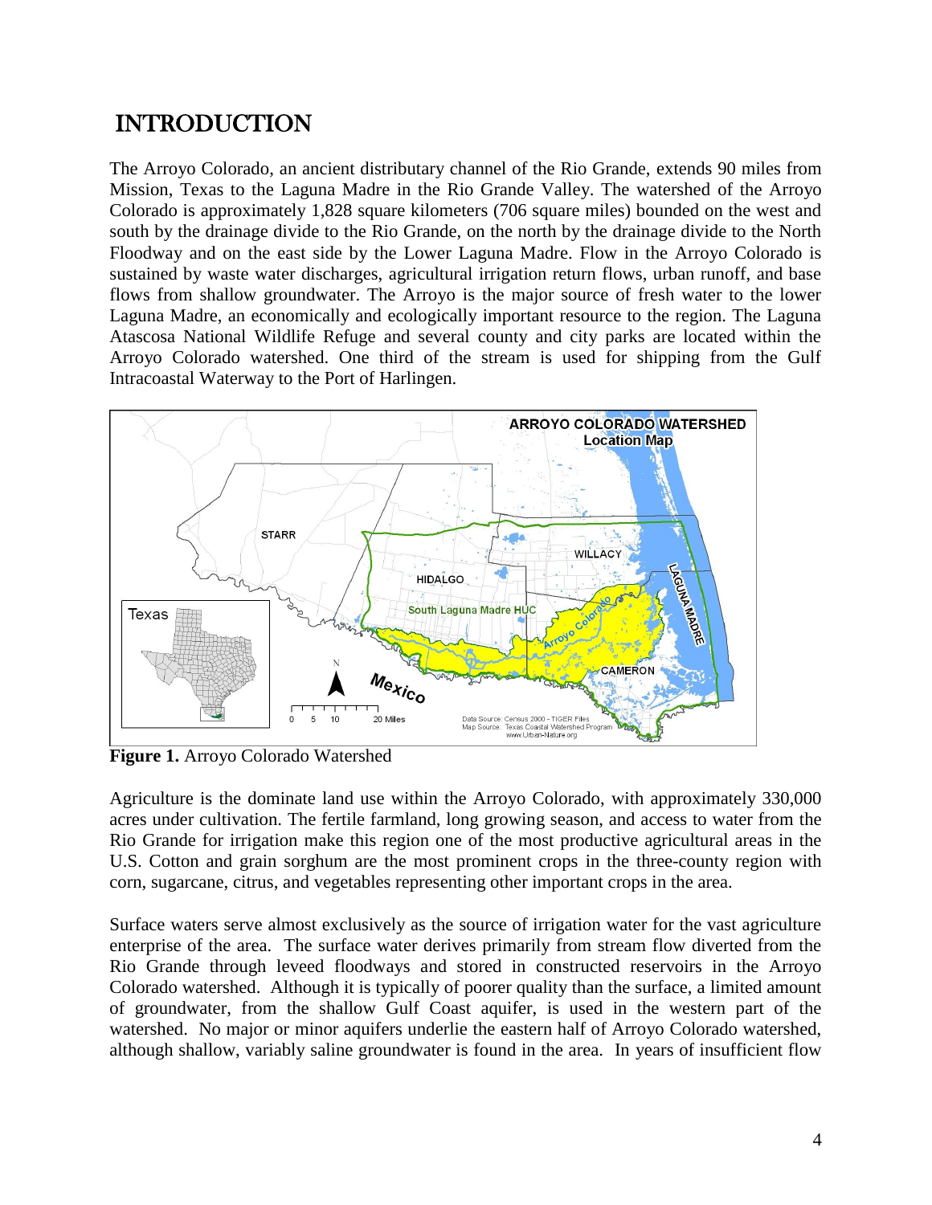# INTRODUCTION

The Arroyo Colorado, an ancient distributary channel of the Rio Grande, extends 90 miles from Mission, Texas to the Laguna Madre in the Rio Grande Valley. The watershed of the Arroyo Colorado is approximately 1,828 square kilometers (706 square miles) bounded on the west and south by the drainage divide to the Rio Grande, on the north by the drainage divide to the North Floodway and on the east side by the Lower Laguna Madre. Flow in the Arroyo Colorado is sustained by waste water discharges, agricultural irrigation return flows, urban runoff, and base flows from shallow groundwater. The Arroyo is the major source of fresh water to the lower Laguna Madre, an economically and ecologically important resource to the region. The Laguna Atascosa National Wildlife Refuge and several county and city parks are located within the Arroyo Colorado watershed. One third of the stream is used for shipping from the Gulf Intracoastal Waterway to the Port of Harlingen.

**Figure 1.** Arroyo Colorado Watershed

Agriculture is the dominate land use within the Arroyo Colorado, with approximately 330,000 acres under cultivation. The fertile farmland, long growing season, and access to water from the Rio Grande for irrigation make this region one of the most productive agricultural areas in the U.S. Cotton and grain sorghum are the most prominent crops in the three-county region with corn, sugarcane, citrus, and vegetables representing other important crops in the area.

Surface waters serve almost exclusively as the source of irrigation water for the vast agriculture enterprise of the area. The surface water derives primarily from stream flow diverted from the Rio Grande through leveed floodways and stored in constructed reservoirs in the Arroyo Colorado watershed. Although it is typically of poorer quality than the surface, a limited amount of groundwater, from the shallow Gulf Coast aquifer, is used in the western part of the watershed. No major or minor aquifers underlie the eastern half of Arroyo Colorado watershed, although shallow, variably saline groundwater is found in the area. In years of insufficient flow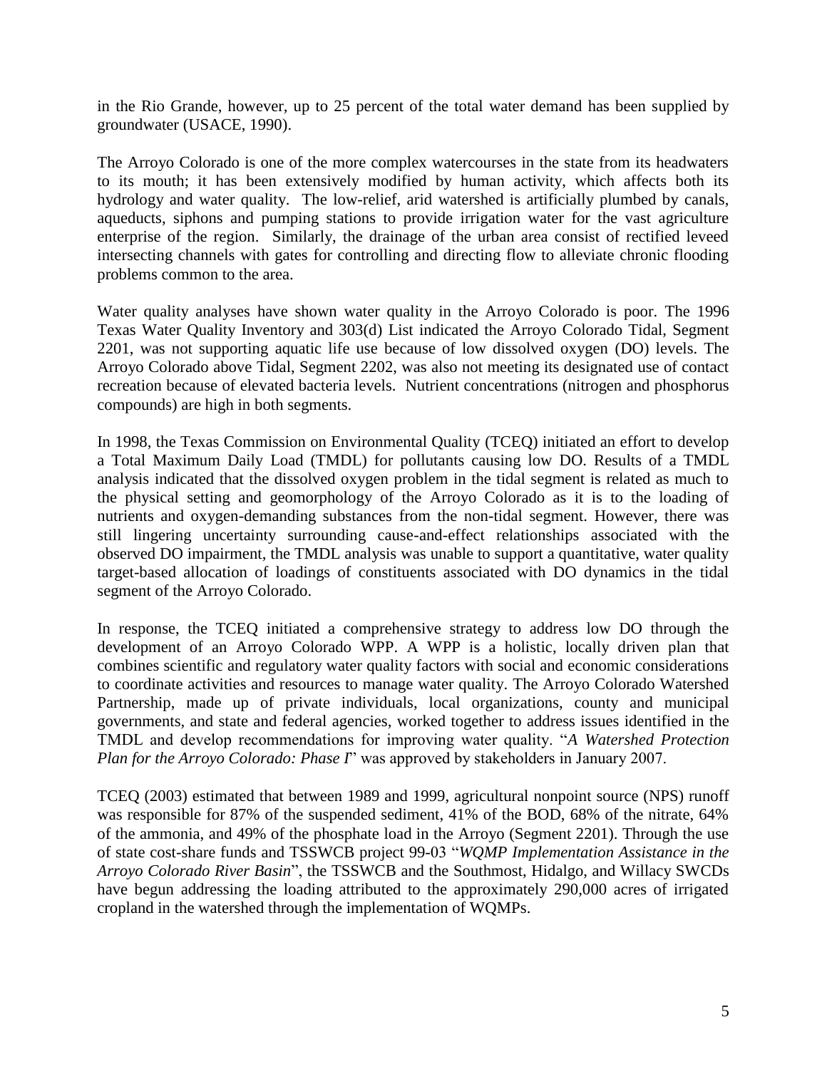in the Rio Grande, however, up to 25 percent of the total water demand has been supplied by groundwater (USACE, 1990).

The Arroyo Colorado is one of the more complex watercourses in the state from its headwaters to its mouth; it has been extensively modified by human activity, which affects both its hydrology and water quality. The low-relief, arid watershed is artificially plumbed by canals, aqueducts, siphons and pumping stations to provide irrigation water for the vast agriculture enterprise of the region. Similarly, the drainage of the urban area consist of rectified leveed intersecting channels with gates for controlling and directing flow to alleviate chronic flooding problems common to the area.

Water quality analyses have shown water quality in the Arroyo Colorado is poor. The 1996 Texas Water Quality Inventory and 303(d) List indicated the Arroyo Colorado Tidal, Segment 2201, was not supporting aquatic life use because of low dissolved oxygen (DO) levels. The Arroyo Colorado above Tidal, Segment 2202, was also not meeting its designated use of contact recreation because of elevated bacteria levels. Nutrient concentrations (nitrogen and phosphorus compounds) are high in both segments.

In 1998, the Texas Commission on Environmental Quality (TCEQ) initiated an effort to develop a Total Maximum Daily Load (TMDL) for pollutants causing low DO. Results of a TMDL analysis indicated that the dissolved oxygen problem in the tidal segment is related as much to the physical setting and geomorphology of the Arroyo Colorado as it is to the loading of nutrients and oxygen-demanding substances from the non-tidal segment. However, there was still lingering uncertainty surrounding cause-and-effect relationships associated with the observed DO impairment, the TMDL analysis was unable to support a quantitative, water quality target-based allocation of loadings of constituents associated with DO dynamics in the tidal segment of the Arroyo Colorado.

In response, the TCEQ initiated a comprehensive strategy to address low DO through the development of an Arroyo Colorado WPP. A WPP is a holistic, locally driven plan that combines scientific and regulatory water quality factors with social and economic considerations to coordinate activities and resources to manage water quality. The Arroyo Colorado Watershed Partnership, made up of private individuals, local organizations, county and municipal governments, and state and federal agencies, worked together to address issues identified in the TMDL and develop recommendations for improving water quality. "*A Watershed Protection Plan for the Arroyo Colorado: Phase I*" was approved by stakeholders in January 2007.

TCEQ (2003) estimated that between 1989 and 1999, agricultural nonpoint source (NPS) runoff was responsible for 87% of the suspended sediment, 41% of the BOD, 68% of the nitrate, 64% of the ammonia, and 49% of the phosphate load in the Arroyo (Segment 2201). Through the use of state cost-share funds and TSSWCB project 99-03 "*WQMP Implementation Assistance in the Arroyo Colorado River Basin*", the TSSWCB and the Southmost, Hidalgo, and Willacy SWCDs have begun addressing the loading attributed to the approximately 290,000 acres of irrigated cropland in the watershed through the implementation of WQMPs.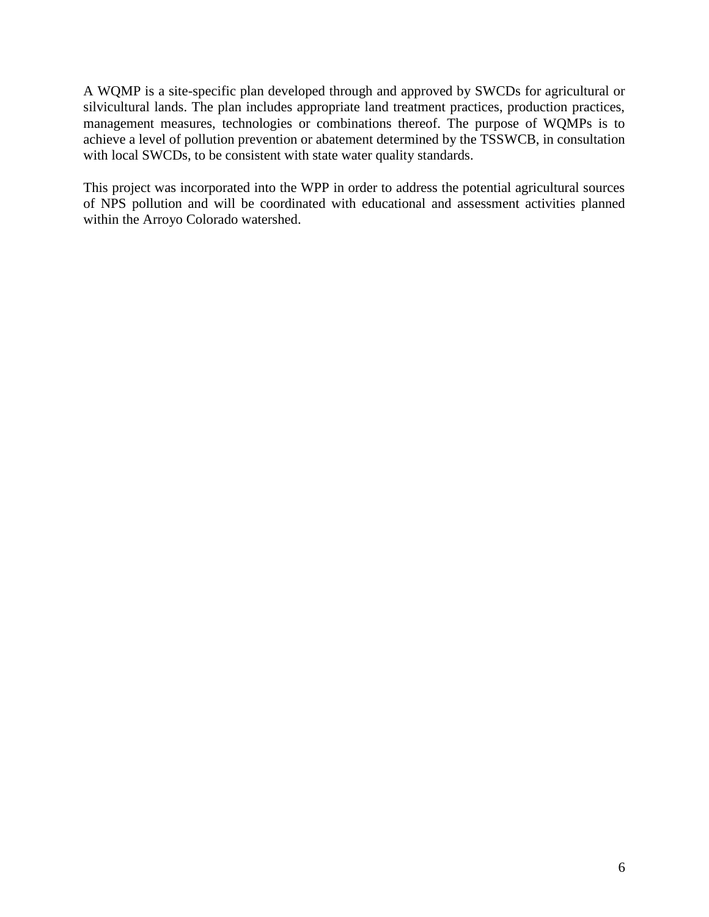A WQMP is a site-specific plan developed through and approved by SWCDs for agricultural or silvicultural lands. The plan includes appropriate land treatment practices, production practices, management measures, technologies or combinations thereof. The purpose of WQMPs is to achieve a level of pollution prevention or abatement determined by the TSSWCB, in consultation with local SWCDs, to be consistent with state water quality standards.

This project was incorporated into the WPP in order to address the potential agricultural sources of NPS pollution and will be coordinated with educational and assessment activities planned within the Arroyo Colorado watershed.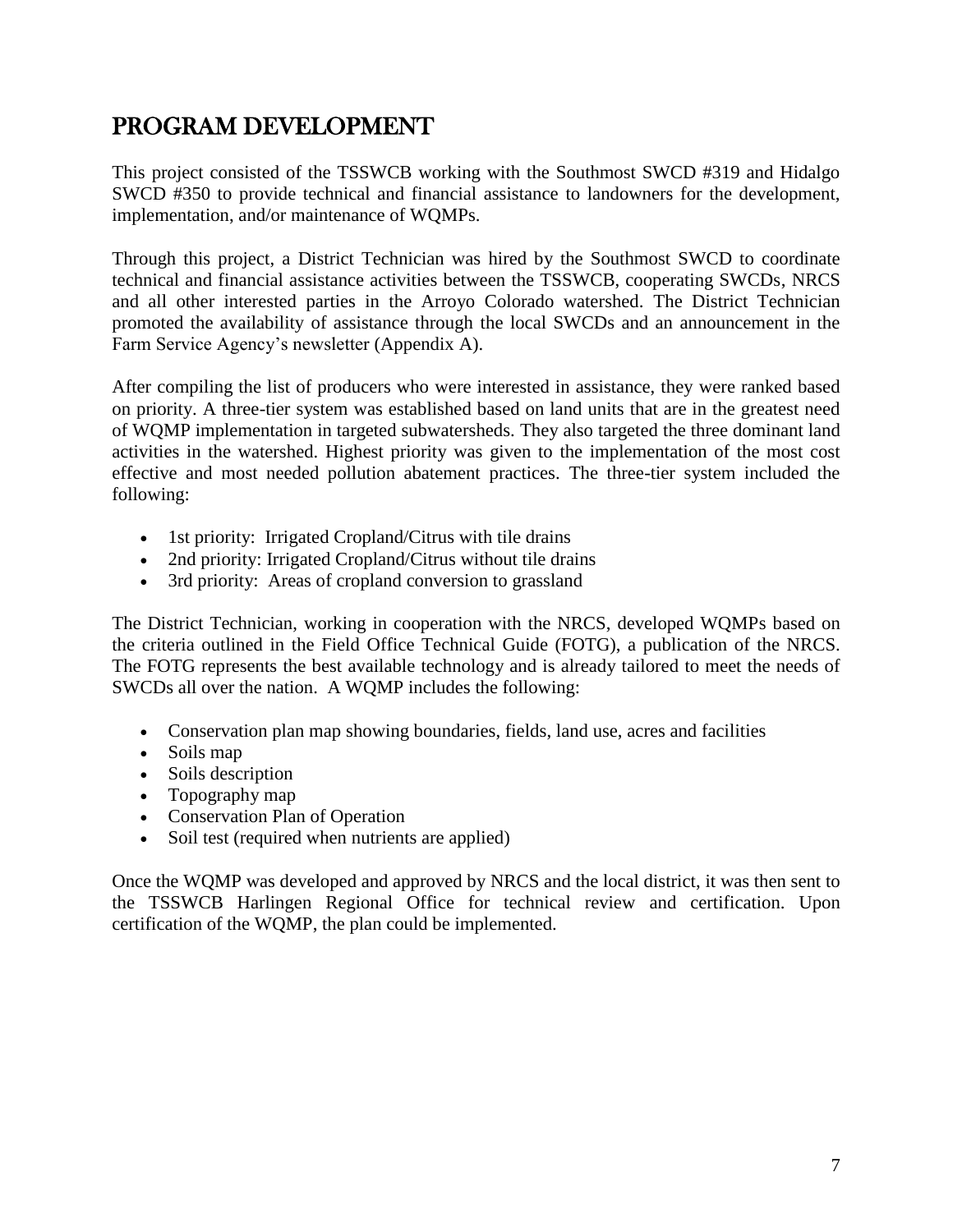# PROGRAM DEVELOPMENT

This project consisted of the TSSWCB working with the Southmost SWCD #319 and Hidalgo SWCD #350 to provide technical and financial assistance to landowners for the development, implementation, and/or maintenance of WQMPs.

Through this project, a District Technician was hired by the Southmost SWCD to coordinate technical and financial assistance activities between the TSSWCB, cooperating SWCDs, NRCS and all other interested parties in the Arroyo Colorado watershed. The District Technician promoted the availability of assistance through the local SWCDs and an announcement in the Farm Service Agency's newsletter (Appendix A).

After compiling the list of producers who were interested in assistance, they were ranked based on priority. A three-tier system was established based on land units that are in the greatest need of WQMP implementation in targeted subwatersheds. They also targeted the three dominant land activities in the watershed. Highest priority was given to the implementation of the most cost effective and most needed pollution abatement practices. The three-tier system included the following:

- 1st priority: Irrigated Cropland/Citrus with tile drains
- 2nd priority: Irrigated Cropland/Citrus without tile drains
- 3rd priority: Areas of cropland conversion to grassland

The District Technician, working in cooperation with the NRCS, developed WQMPs based on the criteria outlined in the Field Office Technical Guide (FOTG), a publication of the NRCS. The FOTG represents the best available technology and is already tailored to meet the needs of SWCDs all over the nation. A WQMP includes the following:

- Conservation plan map showing boundaries, fields, land use, acres and facilities
- Soils map
- Soils description
- Topography map
- Conservation Plan of Operation
- Soil test (required when nutrients are applied)

Once the WQMP was developed and approved by NRCS and the local district, it was then sent to the TSSWCB Harlingen Regional Office for technical review and certification. Upon certification of the WQMP, the plan could be implemented.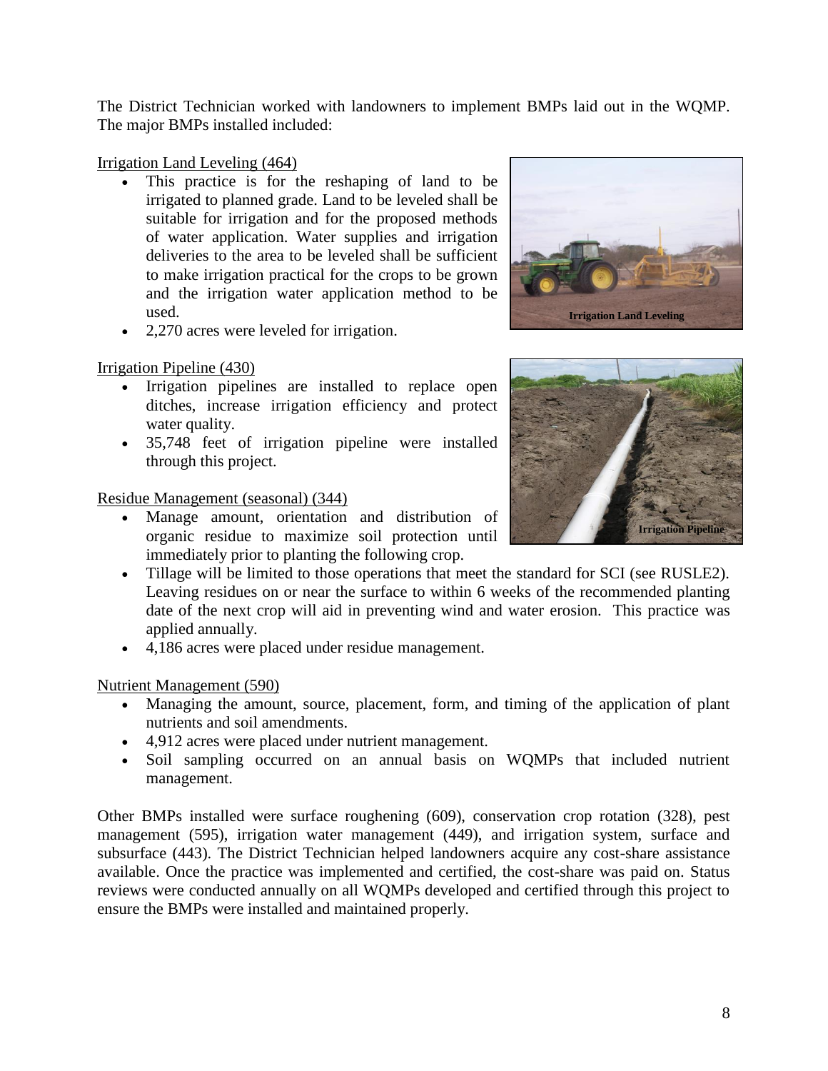The District Technician worked with landowners to implement BMPs laid out in the WQMP. The major BMPs installed included:

<u>Irrigation Land Leveling (464)</u>

- This practice is for the reshaping of land to be irrigated to planned grade. Land to be leveled shall be suitable for irrigation and for the proposed methods of water application. Water supplies and irrigation deliveries to the area to be leveled shall be sufficient to make irrigation practical for the crops to be grown and the irrigation water application method to be used.
- 2,270 acres were leveled for irrigation.

**Irrigation Land Leveling**

<u>Irrigation Pipeline (430)</u>

- Irrigation pipelines are installed to replace open ditches, increase irrigation efficiency and protect water quality.
- 35,748 feet of irrigation pipeline were installed through this project.

**Irrigation Pipeline**

<u>Residue Management (seasonal) (344)</u>

- Manage amount, orientation and distribution of organic residue to maximize soil protection until immediately prior to planting the following crop.
- Tillage will be limited to those operations that meet the standard for SCI (see RUSLE2). Leaving residues on or near the surface to within 6 weeks of the recommended planting date of the next crop will aid in preventing wind and water erosion. This practice was applied annually.
- 4,186 acres were placed under residue management.

<u>Nutrient Management (590)</u>

- Managing the amount, source, placement, form, and timing of the application of plant nutrients and soil amendments.
- 4,912 acres were placed under nutrient management.
- Soil sampling occurred on an annual basis on WQMPs that included nutrient management.

Other BMPs installed were surface roughening (609), conservation crop rotation (328), pest management (595), irrigation water management (449), and irrigation system, surface and subsurface (443). The District Technician helped landowners acquire any cost-share assistance available. Once the practice was implemented and certified, the cost-share was paid on. Status reviews were conducted annually on all WQMPs developed and certified through this project to ensure the BMPs were installed and maintained properly.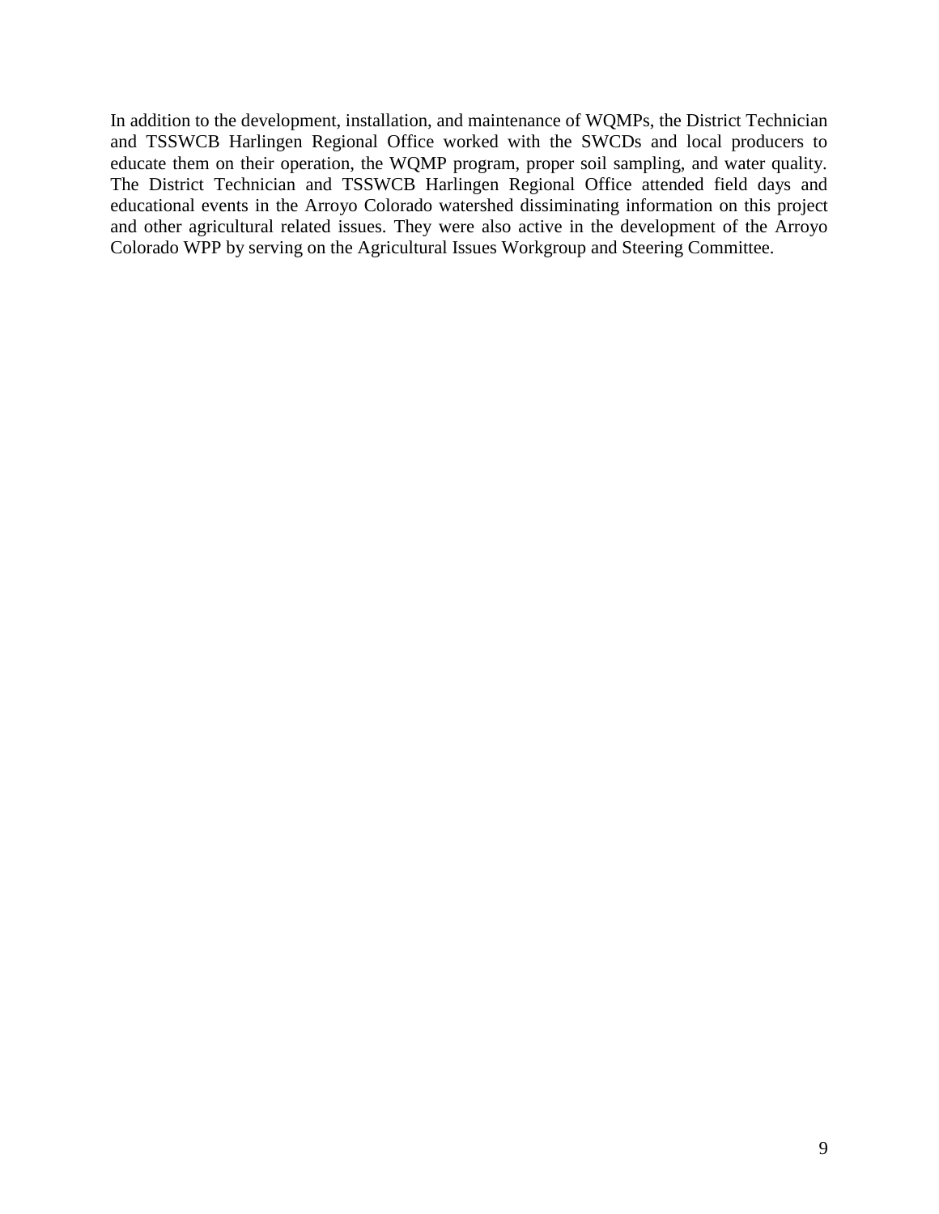In addition to the development, installation, and maintenance of WQMPs, the District Technician and TSSWCB Harlingen Regional Office worked with the SWCDs and local producers to educate them on their operation, the WQMP program, proper soil sampling, and water quality. The District Technician and TSSWCB Harlingen Regional Office attended field days and educational events in the Arroyo Colorado watershed dissiminating information on this project and other agricultural related issues. They were also active in the development of the Arroyo Colorado WPP by serving on the Agricultural Issues Workgroup and Steering Committee.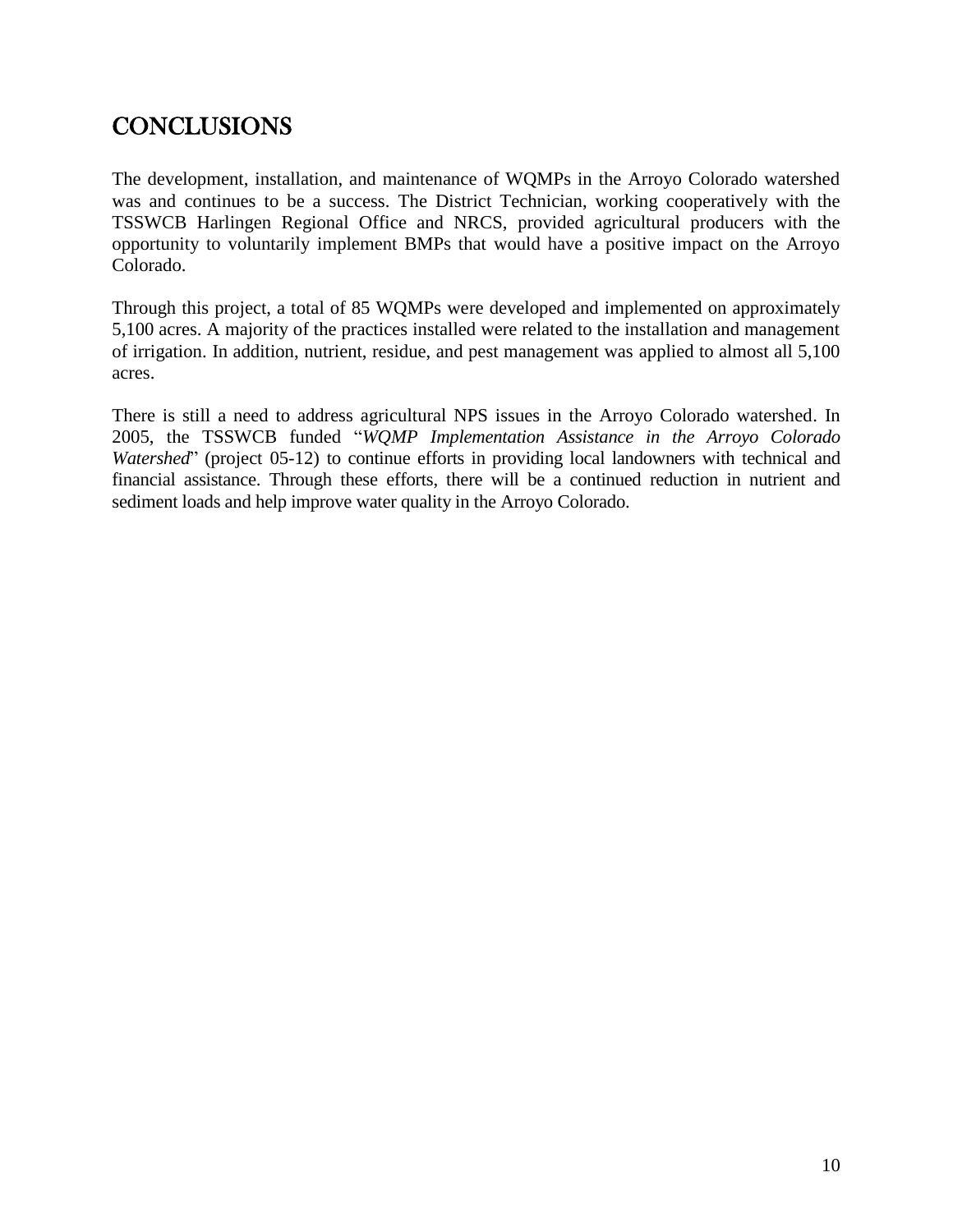# CONCLUSIONS

The development, installation, and maintenance of WQMPs in the Arroyo Colorado watershed was and continues to be a success. The District Technician, working cooperatively with the TSSWCB Harlingen Regional Office and NRCS, provided agricultural producers with the opportunity to voluntarily implement BMPs that would have a positive impact on the Arroyo Colorado.

Through this project, a total of 85 WQMPs were developed and implemented on approximately 5,100 acres. A majority of the practices installed were related to the installation and management of irrigation. In addition, nutrient, residue, and pest management was applied to almost all 5,100 acres.

There is still a need to address agricultural NPS issues in the Arroyo Colorado watershed. In 2005, the TSSWCB funded "*WQMP Implementation Assistance in the Arroyo Colorado Watershed*" (project 05-12) to continue efforts in providing local landowners with technical and financial assistance. Through these efforts, there will be a continued reduction in nutrient and sediment loads and help improve water quality in the Arroyo Colorado.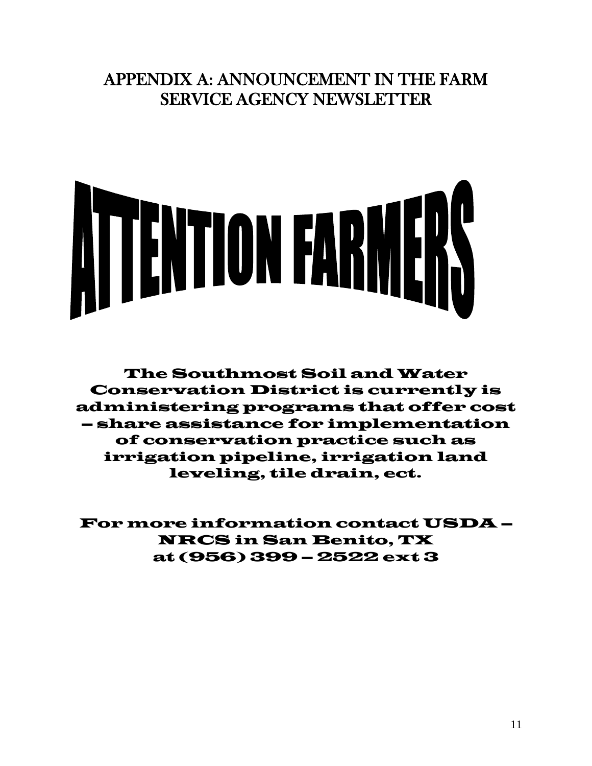# APPENDIX A: ANNOUNCEMENT IN THE FARM SERVICE AGENCY NEWSLETTER

# ATTENTION FARMERS

**The Southmost Soil and Water Conservation District is currently is administering programs that offer cost – share assistance for implementation of conservation practice such as irrigation pipeline, irrigation land leveling, tile drain, ect.**

**For more information contact USDA – NRCS in San Benito, TX at (956) 399 – 2522 ext 3**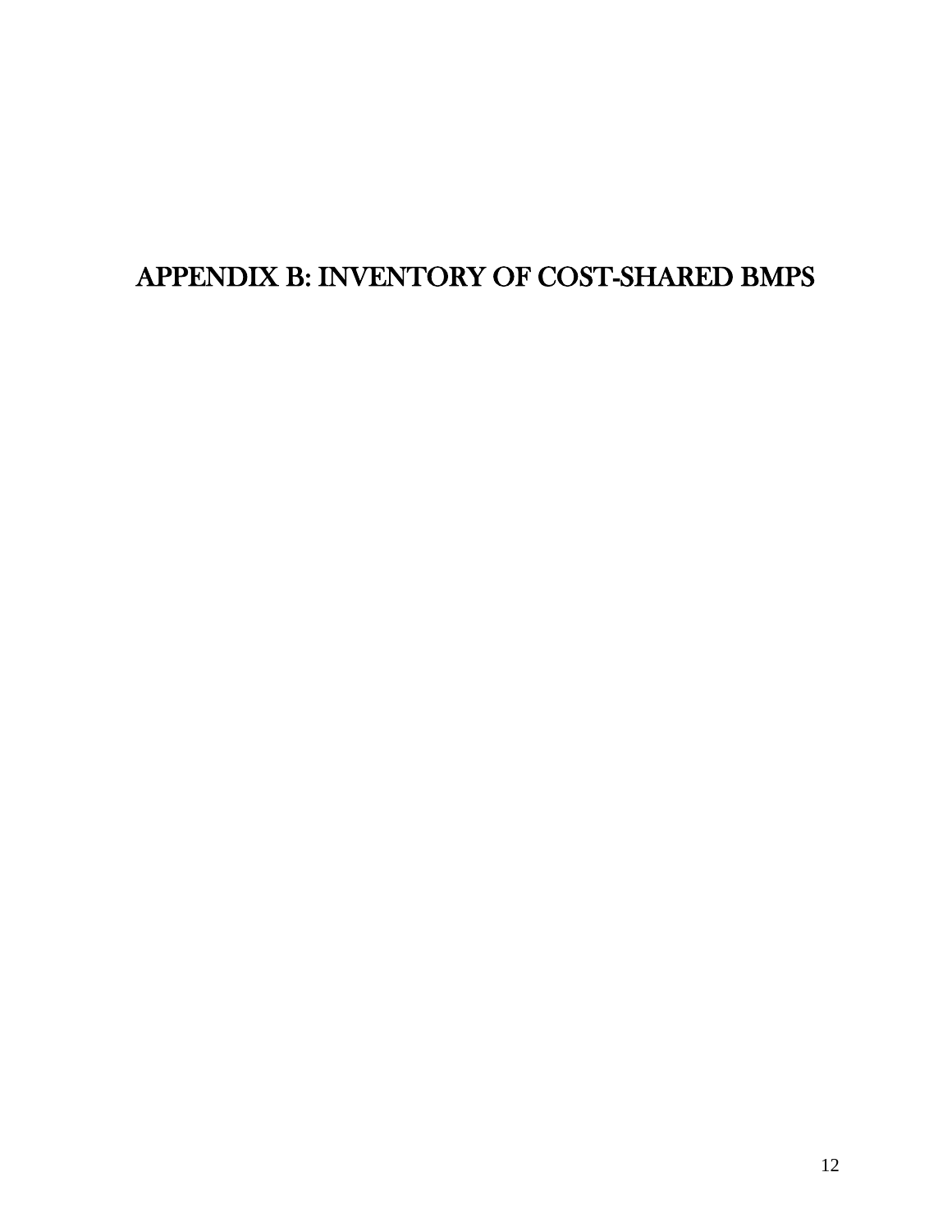# APPENDIX B: INVENTORY OF COST-SHARED BMPS